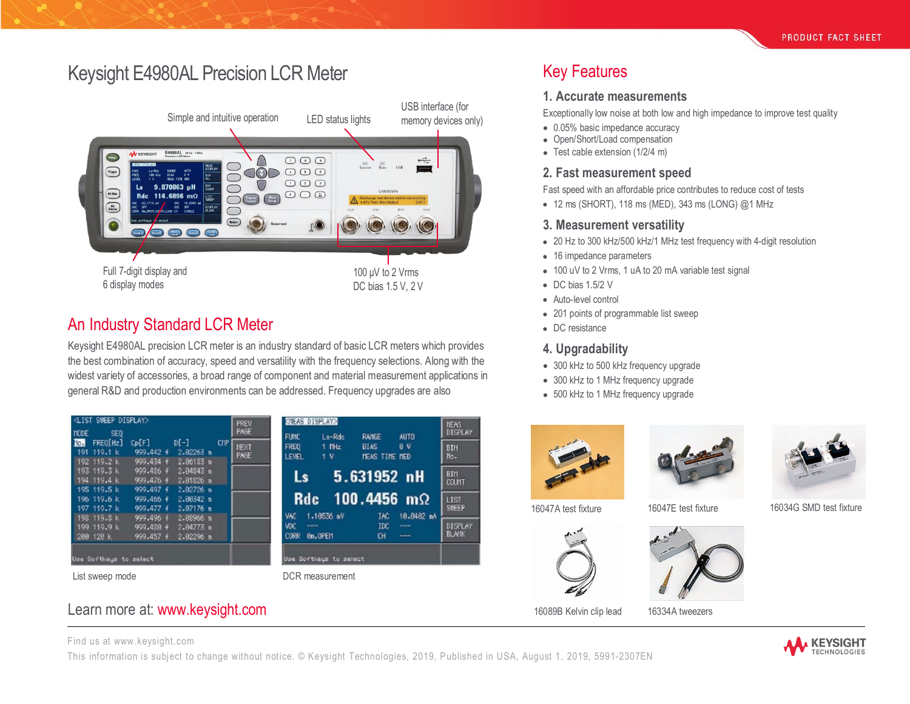# Keysight E4980AL Precision LCR Meter

Simple and intuitive operation

LED status lights

USB interface (for memory devices only)

Full 7-digit display and 6 display modes

100 μV to 2 Vrms
DC bias 1.5 V, 2 V

## An Industry Standard LCR Meter

Keysight E4980AL precision LCR meter is an industry standard of basic LCR meters which provides the best combination of accuracy, speed and versatility with the frequency selections. Along with the widest variety of accessories, a broad range of component and material measurement applications in general R&D and production environments can be addressed. Frequency upgrades are also

List sweep mode

DCR measurement

Learn more at: www.keysight.com

## Key Features

### 1. Accurate measurements

Exceptionally low noise at both low and high impedance to improve test quality

- 0.05% basic impedance accuracy
- Open/Short/Load compensation
- Test cable extension (1/2/4 m)

### 2. Fast measurement speed

Fast speed with an affordable price contributes to reduce cost of tests

- 12 ms (SHORT), 118 ms (MED), 343 ms (LONG) @1 MHz

### 3. Measurement versatility

- 20 Hz to 300 kHz/500 kHz/1 MHz test frequency with 4-digit resolution
- 16 impedance parameters
- 100 uV to 2 Vrms, 1 uA to 20 mA variable test signal
- DC bias 1.5/2 V
- Auto-level control
- 201 points of programmable list sweep
- DC resistance

### 4. Upgradability

- 300 kHz to 500 kHz frequency upgrade
- 300 kHz to 1 MHz frequency upgrade
- 500 kHz to 1 MHz frequency upgrade

16047A test fixture

16047E test fixture

16034G SMD test fixture

16089B Kelvin clip lead

16334A tweezers

Find us at www.keysight.com

This information is subject to change without notice. © Keysight Technologies, 2019, Published in USA, August 1, 2019, 5991-2307EN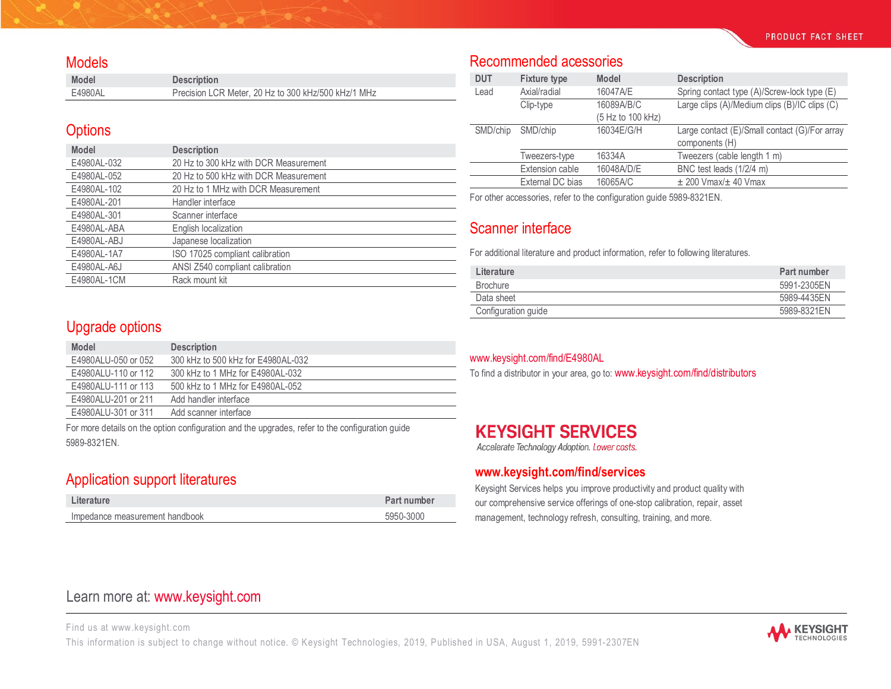## Models

| Model | Description |
|---|---|
| E4980AL | Precision LCR Meter, 20 Hz to 300 kHz/500 kHz/1 MHz |

## Options

| Model | Description |
|---|---|
| E4980AL-032 | 20 Hz to 300 kHz with DCR Measurement |
| E4980AL-052 | 20 Hz to 500 kHz with DCR Measurement |
| E4980AL-102 | 20 Hz to 1 MHz with DCR Measurement |
| E4980AL-201 | Handler interface |
| E4980AL-301 | Scanner interface |
| E4980AL-ABA | English localization |
| E4980AL-ABJ | Japanese localization |
| E4980AL-1A7 | ISO 17025 compliant calibration |
| E4980AL-A6J | ANSI Z540 compliant calibration |
| E4980AL-1CM | Rack mount kit |

## Upgrade options

| Model | Description |
|---|---|
| E4980ALU-050 or 052 | 300 kHz to 500 kHz for E4980AL-032 |
| E4980ALU-110 or 112 | 300 kHz to 1 MHz for E4980AL-032 |
| E4980ALU-111 or 113 | 500 kHz to 1 MHz for E4980AL-052 |
| E4980ALU-201 or 211 | Add handler interface |
| E4980ALU-301 or 311 | Add scanner interface |

For more details on the option configuration and the upgrades, refer to the configuration guide 5989-8321EN.

## Application support literatures

| Literature | Part number |
|---|---|
| Impedance measurement handbook | 5950-3000 |

## Recommended acessories

| DUT | Fixture type | Model | Description |
|---|---|---|---|
| Lead | Axial/radial | 16047A/E | Spring contact type (A)/Screw-lock type (E) |
| | Clip-type | 16089A/B/C (5 Hz to 100 kHz) | Large clips (A)/Medium clips (B)/IC clips (C) |
| SMD/chip | SMD/chip | 16034E/G/H | Large contact (E)/Small contact (G)/For array components (H) |
| | Tweezers-type | 16334A | Tweezers (cable length 1 m) |
| | Extension cable | 16048A/D/E | BNC test leads (1/2/4 m) |
| | External DC bias | 16065A/C | ± 200 Vmax/± 40 Vmax |

For other accessories, refer to the configuration guide 5989-8321EN.

## Scanner interface

For additional literature and product information, refer to following literatures.

| Literature | Part number |
|---|---|
| Brochure | 5991-2305EN |
| Data sheet | 5989-4435EN |
| Configuration guide | 5989-8321EN |

www.keysight.com/find/E4980AL

To find a distributor in your area, go to: www.keysight.com/find/distributors

**KEYSIGHT SERVICES**

*Accelerate Technology Adoption. Lower costs.*

**www.keysight.com/find/services**

Keysight Services helps you improve productivity and product quality with our comprehensive service offerings of one-stop calibration, repair, asset management, technology refresh, consulting, training, and more.

Learn more at: www.keysight.com

Find us at www.keysight.com

This information is subject to change without notice. © Keysight Technologies, 2019, Published in USA, August 1, 2019, 5991-2307EN